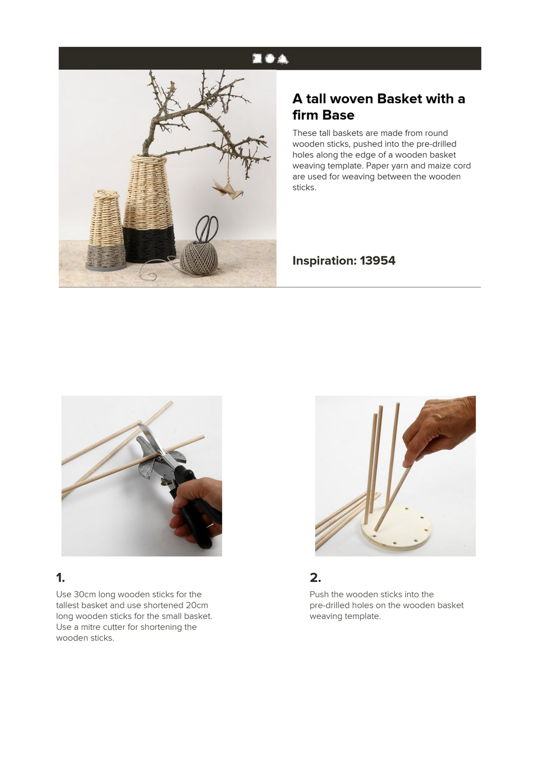# A tall woven Basket with a firm Base

These tall baskets are made from round wooden sticks, pushed into the pre-drilled holes along the edge of a wooden basket weaving template. Paper yarn and maize cord are used for weaving between the wooden sticks.

## Inspiration: 13954

### 1.

Use 30cm long wooden sticks for the tallest basket and use shortened 20cm long wooden sticks for the small basket. Use a mitre cutter for shortening the wooden sticks.

### 2.

Push the wooden sticks into the pre-drilled holes on the wooden basket weaving template.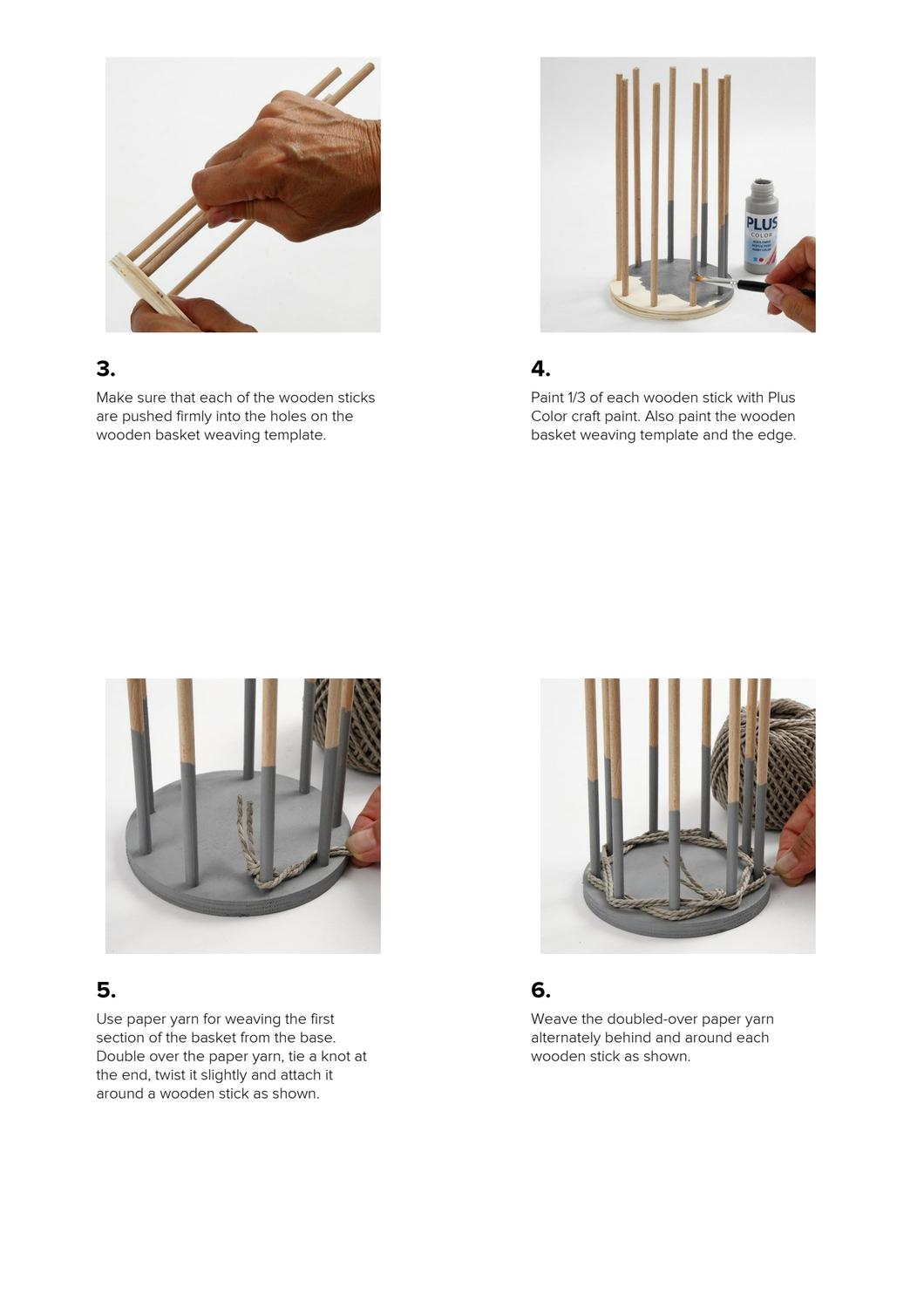**3.**

Make sure that each of the wooden sticks are pushed firmly into the holes on the wooden basket weaving template.

**4.**

Paint 1/3 of each wooden stick with Plus Color craft paint. Also paint the wooden basket weaving template and the edge.

**5.**

Use paper yarn for weaving the first section of the basket from the base. Double over the paper yarn, tie a knot at the end, twist it slightly and attach it around a wooden stick as shown.

**6.**

Weave the doubled-over paper yarn alternately behind and around each wooden stick as shown.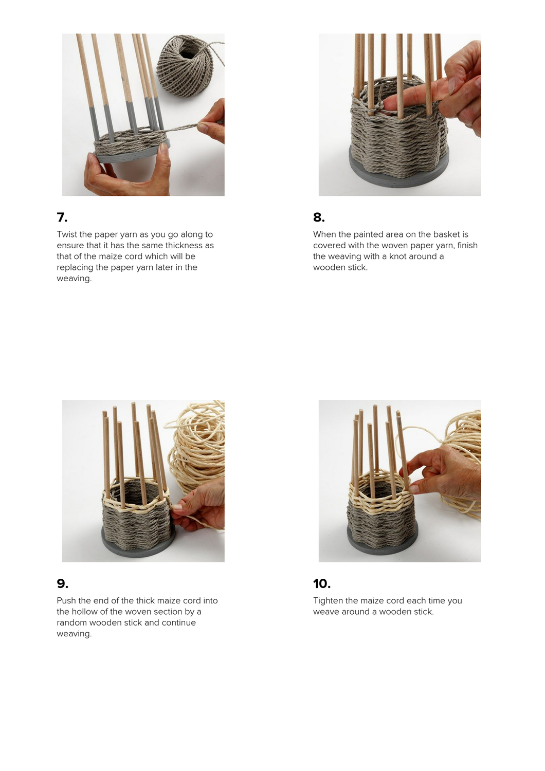**7.**

Twist the paper yarn as you go along to ensure that it has the same thickness as that of the maize cord which will be replacing the paper yarn later in the weaving.

**8.**

When the painted area on the basket is covered with the woven paper yarn, finish the weaving with a knot around a wooden stick.

**9.**

Push the end of the thick maize cord into the hollow of the woven section by a random wooden stick and continue weaving.

**10.**

Tighten the maize cord each time you weave around a wooden stick.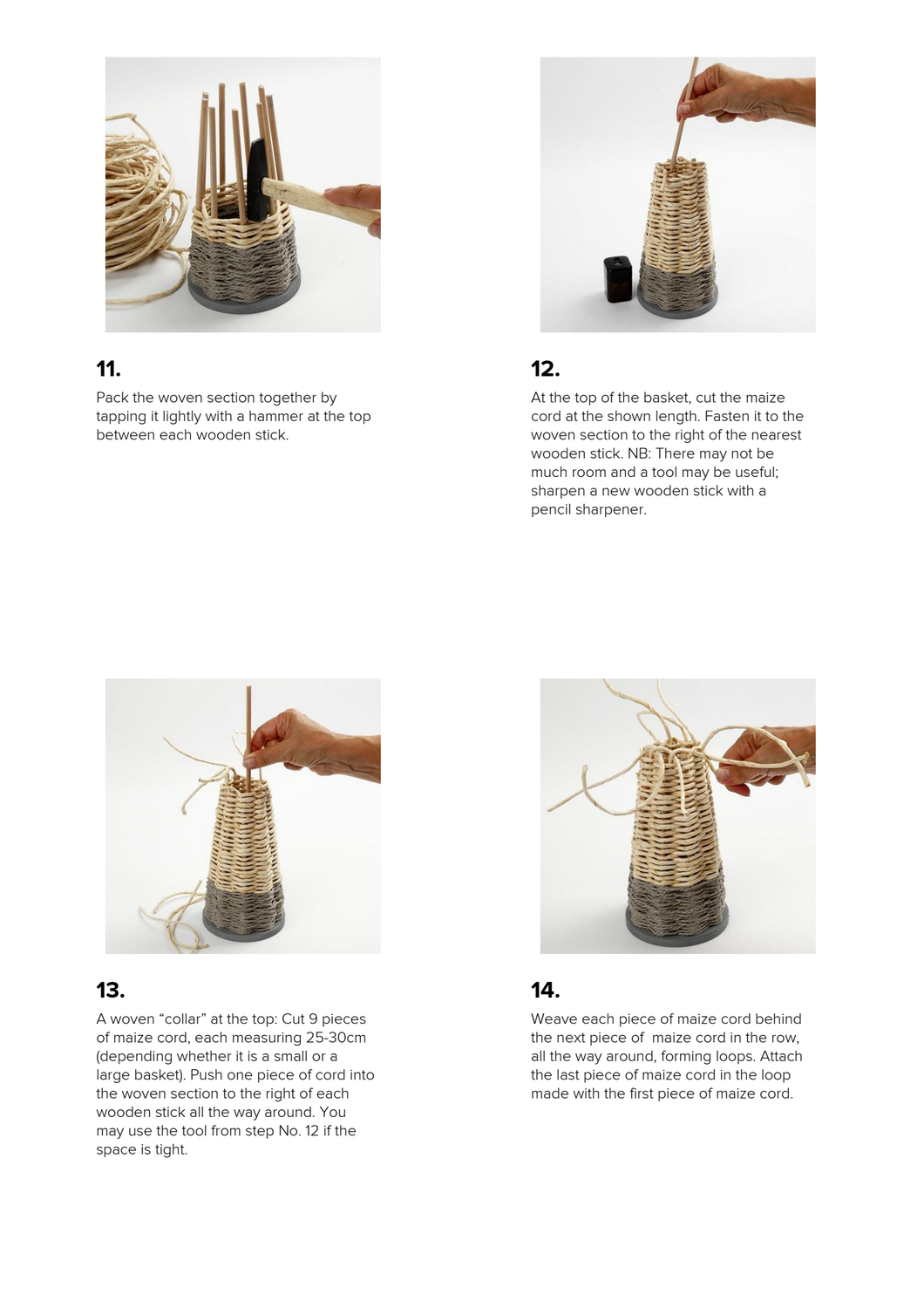### 11.

Pack the woven section together by tapping it lightly with a hammer at the top between each wooden stick.

### 12.

At the top of the basket, cut the maize cord at the shown length. Fasten it to the woven section to the right of the nearest wooden stick. NB: There may not be much room and a tool may be useful; sharpen a new wooden stick with a pencil sharpener.

### 13.

A woven “collar” at the top: Cut 9 pieces of maize cord, each measuring 25-30cm (depending whether it is a small or a large basket). Push one piece of cord into the woven section to the right of each wooden stick all the way around. You may use the tool from step No. 12 if the space is tight.

### 14.

Weave each piece of maize cord behind the next piece of maize cord in the row, all the way around, forming loops. Attach the last piece of maize cord in the loop made with the first piece of maize cord.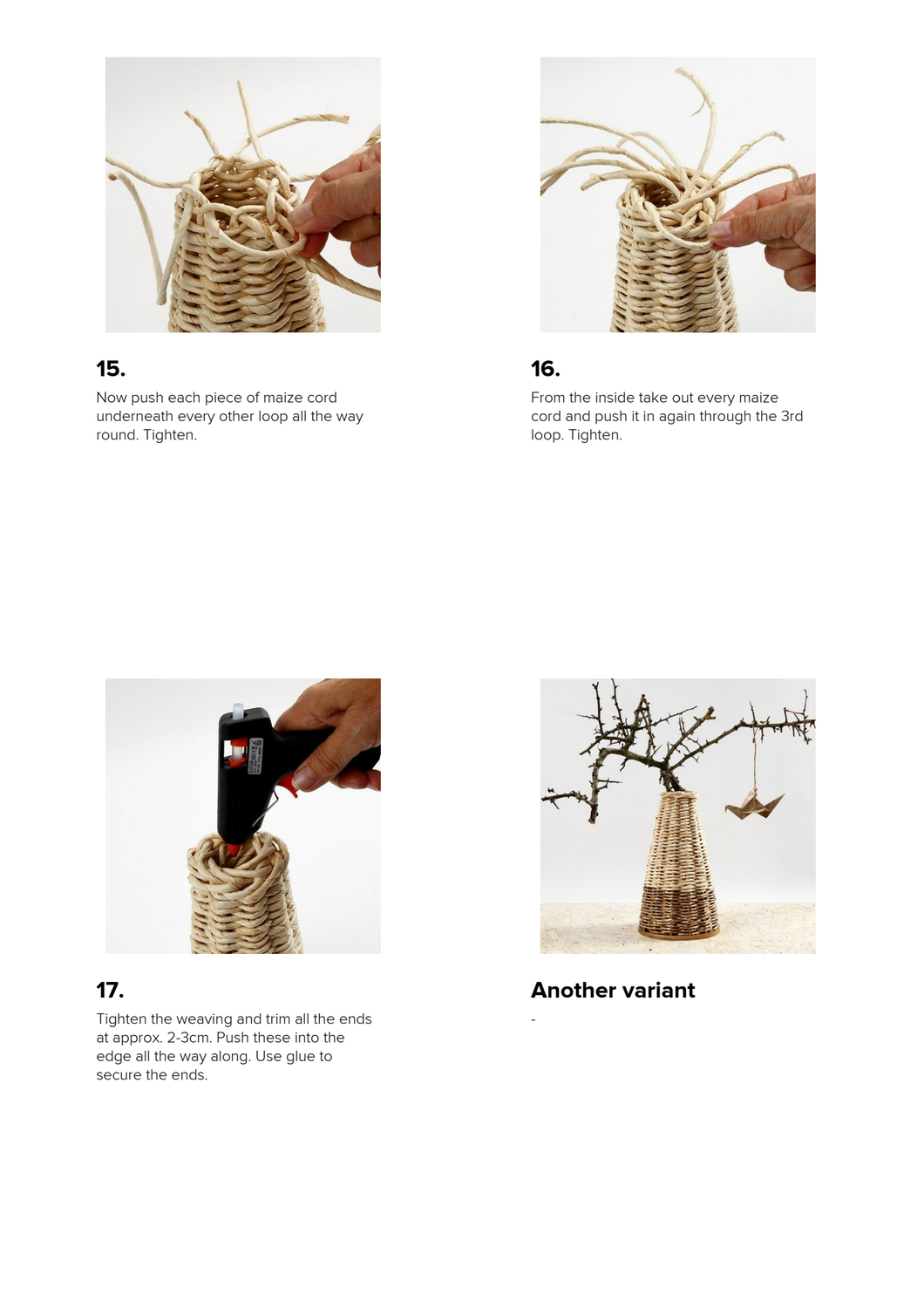## 15.

Now push each piece of maize cord underneath every other loop all the way round. Tighten.

## 16.

From the inside take out every maize cord and push it in again through the 3rd loop. Tighten.

## 17.

Tighten the weaving and trim all the ends at approx. 2-3cm. Push these into the edge all the way along. Use glue to secure the ends.

## Another variant

-